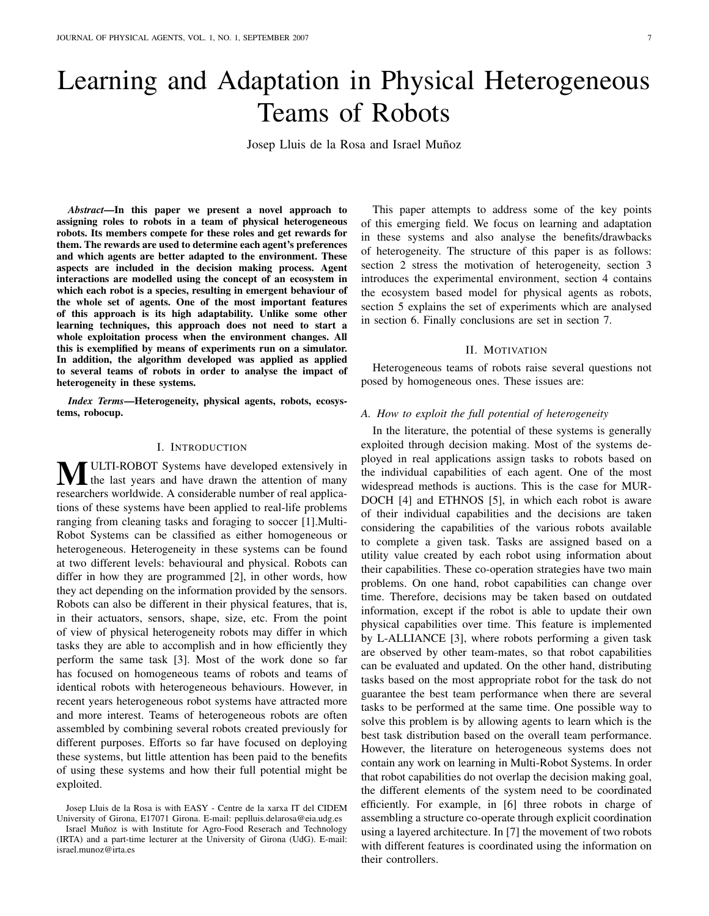# Learning and Adaptation in Physical Heterogeneous Teams of Robots

Josep Lluis de la Rosa and Israel Muñoz

***Abstract*—In this paper we present a novel approach to assigning roles to robots in a team of physical heterogeneous robots. Its members compete for these roles and get rewards for them. The rewards are used to determine each agent's preferences and which agents are better adapted to the environment. These aspects are included in the decision making process. Agent interactions are modelled using the concept of an ecosystem in which each robot is a species, resulting in emergent behaviour of the whole set of agents. One of the most important features of this approach is its high adaptability. Unlike some other learning techniques, this approach does not need to start a whole exploitation process when the environment changes. All this is exemplified by means of experiments run on a simulator. In addition, the algorithm developed was applied as applied to several teams of robots in order to analyse the impact of heterogeneity in these systems.**

***Index Terms*—Heterogeneity, physical agents, robots, ecosystems, robocup.**

## I. Introduction

MULTI-ROBOT Systems have developed extensively in the last years and have drawn the attention of many researchers worldwide. A considerable number of real applications of these systems have been applied to real-life problems ranging from cleaning tasks and foraging to soccer [1].Multi-Robot Systems can be classified as either homogeneous or heterogeneous. Heterogeneity in these systems can be found at two different levels: behavioural and physical. Robots can differ in how they are programmed [2], in other words, how they act depending on the information provided by the sensors. Robots can also be different in their physical features, that is, in their actuators, sensors, shape, size, etc. From the point of view of physical heterogeneity robots may differ in which tasks they are able to accomplish and in how efficiently they perform the same task [3]. Most of the work done so far has focused on homogeneous teams of robots and teams of identical robots with heterogeneous behaviours. However, in recent years heterogeneous robot systems have attracted more and more interest. Teams of heterogeneous robots are often assembled by combining several robots created previously for different purposes. Efforts so far have focused on deploying these systems, but little attention has been paid to the benefits of using these systems and how their full potential might be exploited.

Josep Lluis de la Rosa is with EASY - Centre de la xarxa IT del CIDEM University of Girona, E17071 Girona. E-mail: peplluis.delarosa@eia.udg.es

Israel Muñoz is with Institute for Agro-Food Reserach and Technology (IRTA) and a part-time lecturer at the University of Girona (UdG). E-mail: israel.munoz@irta.es

This paper attempts to address some of the key points of this emerging field. We focus on learning and adaptation in these systems and also analyse the benefits/drawbacks of heterogeneity. The structure of this paper is as follows: section 2 stress the motivation of heterogeneity, section 3 introduces the experimental environment, section 4 contains the ecosystem based model for physical agents as robots, section 5 explains the set of experiments which are analysed in section 6. Finally conclusions are set in section 7.

## II. Motivation

Heterogeneous teams of robots raise several questions not posed by homogeneous ones. These issues are:

### *A. How to exploit the full potential of heterogeneity*

In the literature, the potential of these systems is generally exploited through decision making. Most of the systems deployed in real applications assign tasks to robots based on the individual capabilities of each agent. One of the most widespread methods is auctions. This is the case for MURDOCH [4] and ETHNOS [5], in which each robot is aware of their individual capabilities and the decisions are taken considering the capabilities of the various robots available to complete a given task. Tasks are assigned based on a utility value created by each robot using information about their capabilities. These co-operation strategies have two main problems. On one hand, robot capabilities can change over time. Therefore, decisions may be taken based on outdated information, except if the robot is able to update their own physical capabilities over time. This feature is implemented by L-ALLIANCE [3], where robots performing a given task are observed by other team-mates, so that robot capabilities can be evaluated and updated. On the other hand, distributing tasks based on the most appropriate robot for the task do not guarantee the best team performance when there are several tasks to be performed at the same time. One possible way to solve this problem is by allowing agents to learn which is the best task distribution based on the overall team performance. However, the literature on heterogeneous systems does not contain any work on learning in Multi-Robot Systems. In order that robot capabilities do not overlap the decision making goal, the different elements of the system need to be coordinated efficiently. For example, in [6] three robots in charge of assembling a structure co-operate through explicit coordination using a layered architecture. In [7] the movement of two robots with different features is coordinated using the information on their controllers.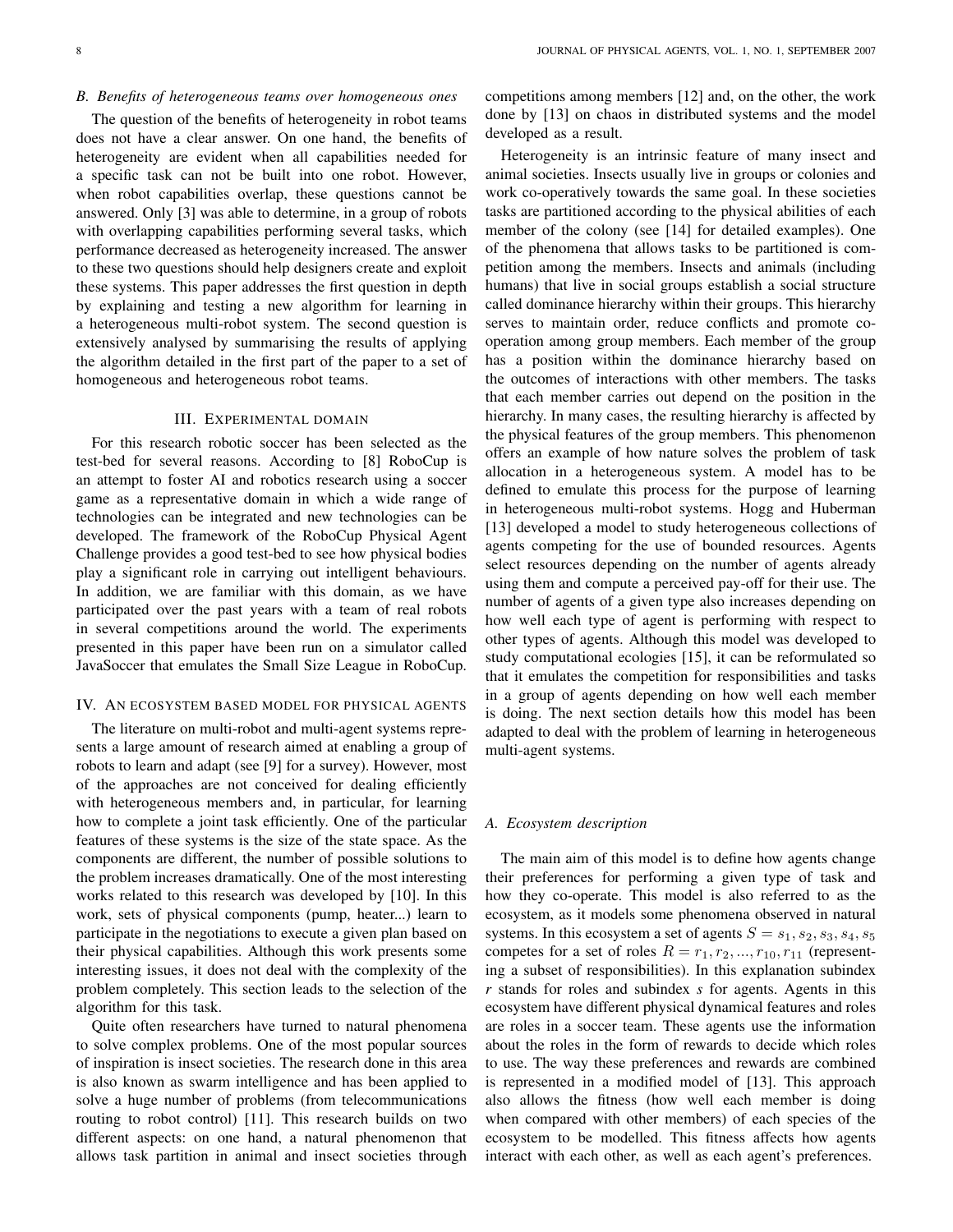### B. Benefits of heterogeneous teams over homogeneous ones

The question of the benefits of heterogeneity in robot teams does not have a clear answer. On one hand, the benefits of heterogeneity are evident when all capabilities needed for a specific task can not be built into one robot. However, when robot capabilities overlap, these questions cannot be answered. Only [3] was able to determine, in a group of robots with overlapping capabilities performing several tasks, which performance decreased as heterogeneity increased. The answer to these two questions should help designers create and exploit these systems. This paper addresses the first question in depth by explaining and testing a new algorithm for learning in a heterogeneous multi-robot system. The second question is extensively analysed by summarising the results of applying the algorithm detailed in the first part of the paper to a set of homogeneous and heterogeneous robot teams.

## III. Experimental domain

For this research robotic soccer has been selected as the test-bed for several reasons. According to [8] RoboCup is an attempt to foster AI and robotics research using a soccer game as a representative domain in which a wide range of technologies can be integrated and new technologies can be developed. The framework of the RoboCup Physical Agent Challenge provides a good test-bed to see how physical bodies play a significant role in carrying out intelligent behaviours. In addition, we are familiar with this domain, as we have participated over the past years with a team of real robots in several competitions around the world. The experiments presented in this paper have been run on a simulator called JavaSoccer that emulates the Small Size League in RoboCup.

## IV. An ecosystem based model for physical agents

The literature on multi-robot and multi-agent systems represents a large amount of research aimed at enabling a group of robots to learn and adapt (see [9] for a survey). However, most of the approaches are not conceived for dealing efficiently with heterogeneous members and, in particular, for learning how to complete a joint task efficiently. One of the particular features of these systems is the size of the state space. As the components are different, the number of possible solutions to the problem increases dramatically. One of the most interesting works related to this research was developed by [10]. In this work, sets of physical components (pump, heater...) learn to participate in the negotiations to execute a given plan based on their physical capabilities. Although this work presents some interesting issues, it does not deal with the complexity of the problem completely. This section leads to the selection of the algorithm for this task.

Quite often researchers have turned to natural phenomena to solve complex problems. One of the most popular sources of inspiration is insect societies. The research done in this area is also known as swarm intelligence and has been applied to solve a huge number of problems (from telecommunications routing to robot control) [11]. This research builds on two different aspects: on one hand, a natural phenomenon that allows task partition in animal and insect societies through competitions among members [12] and, on the other, the work done by [13] on chaos in distributed systems and the model developed as a result.

Heterogeneity is an intrinsic feature of many insect and animal societies. Insects usually live in groups or colonies and work co-operatively towards the same goal. In these societies tasks are partitioned according to the physical abilities of each member of the colony (see [14] for detailed examples). One of the phenomena that allows tasks to be partitioned is competition among the members. Insects and animals (including humans) that live in social groups establish a social structure called dominance hierarchy within their groups. This hierarchy serves to maintain order, reduce conflicts and promote cooperation among group members. Each member of the group has a position within the dominance hierarchy based on the outcomes of interactions with other members. The tasks that each member carries out depend on the position in the hierarchy. In many cases, the resulting hierarchy is affected by the physical features of the group members. This phenomenon offers an example of how nature solves the problem of task allocation in a heterogeneous system. A model has to be defined to emulate this process for the purpose of learning in heterogeneous multi-robot systems. Hogg and Huberman [13] developed a model to study heterogeneous collections of agents competing for the use of bounded resources. Agents select resources depending on the number of agents already using them and compute a perceived pay-off for their use. The number of agents of a given type also increases depending on how well each type of agent is performing with respect to other types of agents. Although this model was developed to study computational ecologies [15], it can be reformulated so that it emulates the competition for responsibilities and tasks in a group of agents depending on how well each member is doing. The next section details how this model has been adapted to deal with the problem of learning in heterogeneous multi-agent systems.

### A. Ecosystem description

The main aim of this model is to define how agents change their preferences for performing a given type of task and how they co-operate. This model is also referred to as the ecosystem, as it models some phenomena observed in natural systems. In this ecosystem a set of agents $S = s_1, s_2, s_3, s_4, s_5$ competes for a set of roles $R = r_1, r_2, ..., r_{10}, r_{11}$ (representing a subset of responsibilities). In this explanation subindex *r* stands for roles and subindex *s* for agents. Agents in this ecosystem have different physical dynamical features and roles are roles in a soccer team. These agents use the information about the roles in the form of rewards to decide which roles to use. The way these preferences and rewards are combined is represented in a modified model of [13]. This approach also allows the fitness (how well each member is doing when compared with other members) of each species of the ecosystem to be modelled. This fitness affects how agents interact with each other, as well as each agent's preferences.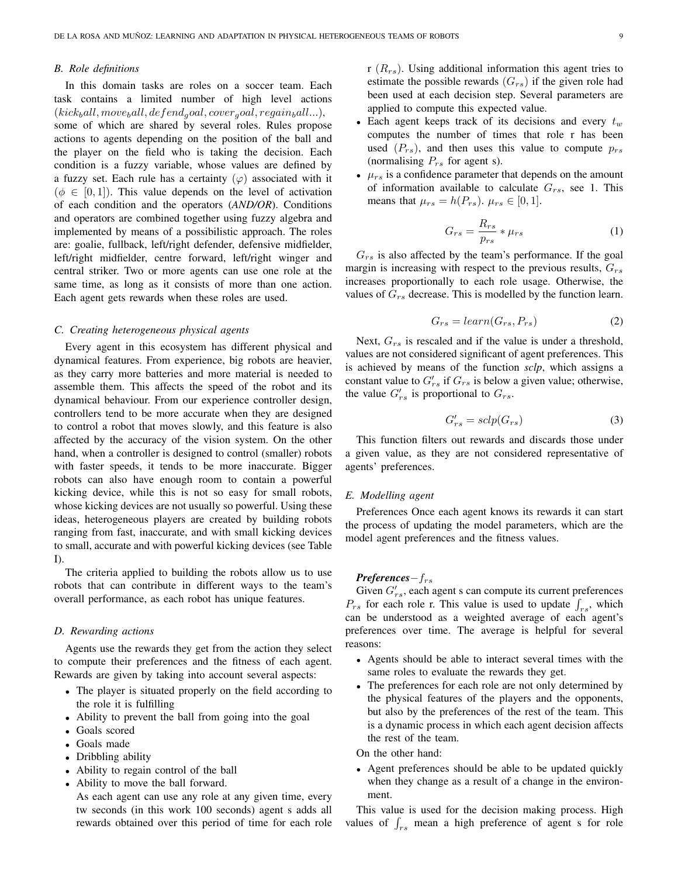### B. Role definitions

In this domain tasks are roles on a soccer team. Each task contains a limited number of high level actions ($kick_ball, move_ball, defend_goal, cover_goal, regain_ball...$), some of which are shared by several roles. Rules propose actions to agents depending on the position of the ball and the player on the field who is taking the decision. Each condition is a fuzzy variable, whose values are defined by a fuzzy set. Each rule has a certainty ($\varphi$) associated with it ($\phi \in [0,1]$). This value depends on the level of activation of each condition and the operators (*AND/OR*). Conditions and operators are combined together using fuzzy algebra and implemented by means of a possibilistic approach. The roles are: goalie, fullback, left/right defender, defensive midfielder, left/right midfielder, centre forward, left/right winger and central striker. Two or more agents can use one role at the same time, as long as it consists of more than one action. Each agent gets rewards when these roles are used.

### C. Creating heterogeneous physical agents

Every agent in this ecosystem has different physical and dynamical features. From experience, big robots are heavier, as they carry more batteries and more material is needed to assemble them. This affects the speed of the robot and its dynamical behaviour. From our experience controller design, controllers tend to be more accurate when they are designed to control a robot that moves slowly, and this feature is also affected by the accuracy of the vision system. On the other hand, when a controller is designed to control (smaller) robots with faster speeds, it tends to be more inaccurate. Bigger robots can also have enough room to contain a powerful kicking device, while this is not so easy for small robots, whose kicking devices are not usually so powerful. Using these ideas, heterogeneous players are created by building robots ranging from fast, inaccurate, and with small kicking devices to small, accurate and with powerful kicking devices (see Table I).

The criteria applied to building the robots allow us to use robots that can contribute in different ways to the team's overall performance, as each robot has unique features.

### D. Rewarding actions

Agents use the rewards they get from the action they select to compute their preferences and the fitness of each agent. Rewards are given by taking into account several aspects:

- The player is situated properly on the field according to the role it is fulfilling
- Ability to prevent the ball from going into the goal
- Goals scored
- Goals made
- Dribbling ability
- Ability to regain control of the ball
- Ability to move the ball forward.

  As each agent can use any role at any given time, every tw seconds (in this work 100 seconds) agent s adds all rewards obtained over this period of time for each role r ($R_{rs}$). Using additional information this agent tries to estimate the possible rewards ($G_{rs}$) if the given role had been used at each decision step. Several parameters are applied to compute this expected value.
- Each agent keeps track of its decisions and every $t_w$ computes the number of times that role r has been used ($P_{rs}$), and then uses this value to compute $p_{rs}$ (normalising $P_{rs}$ for agent s).
- $\mu_{rs}$ is a confidence parameter that depends on the amount of information available to calculate $G_{rs}$, see 1. This means that $\mu_{rs} = h(P_{rs})$. $\mu_{rs} \in [0,1]$.

$$G_{rs} = \frac{R_{rs}}{p_{rs}} * \mu_{rs} \tag{1}$$

$G_{rs}$ is also affected by the team's performance. If the goal margin is increasing with respect to the previous results, $G_{rs}$ increases proportionally to each role usage. Otherwise, the values of $G_{rs}$ decrease. This is modelled by the function learn.

$$G_{rs} = learn(G_{rs}, P_{rs}) \tag{2}$$

Next, $G_{rs}$ is rescaled and if the value is under a threshold, values are not considered significant of agent preferences. This is achieved by means of the function *sclp*, which assigns a constant value to $G'_{rs}$ if $G_{rs}$ is below a given value; otherwise, the value $G'_{rs}$ is proportional to $G_{rs}$.

$$G'_{rs} = sclp(G_{rs}) \tag{3}$$

This function filters out rewards and discards those under a given value, as they are not considered representative of agents' preferences.

### E. Modelling agent

Preferences Once each agent knows its rewards it can start the process of updating the model parameters, which are the model agent preferences and the fitness values.

***Preferences***$-f_{rs}$

Given $G'_{rs}$, each agent s can compute its current preferences $P_{rs}$ for each role r. This value is used to update $\int_{rs}$, which can be understood as a weighted average of each agent's preferences over time. The average is helpful for several reasons:

- Agents should be able to interact several times with the same roles to evaluate the rewards they get.
- The preferences for each role are not only determined by the physical features of the players and the opponents, but also by the preferences of the rest of the team. This is a dynamic process in which each agent decision affects the rest of the team.

On the other hand:

- Agent preferences should be able to be updated quickly when they change as a result of a change in the environment.

This value is used for the decision making process. High values of $\int_{rs}$ mean a high preference of agent s for role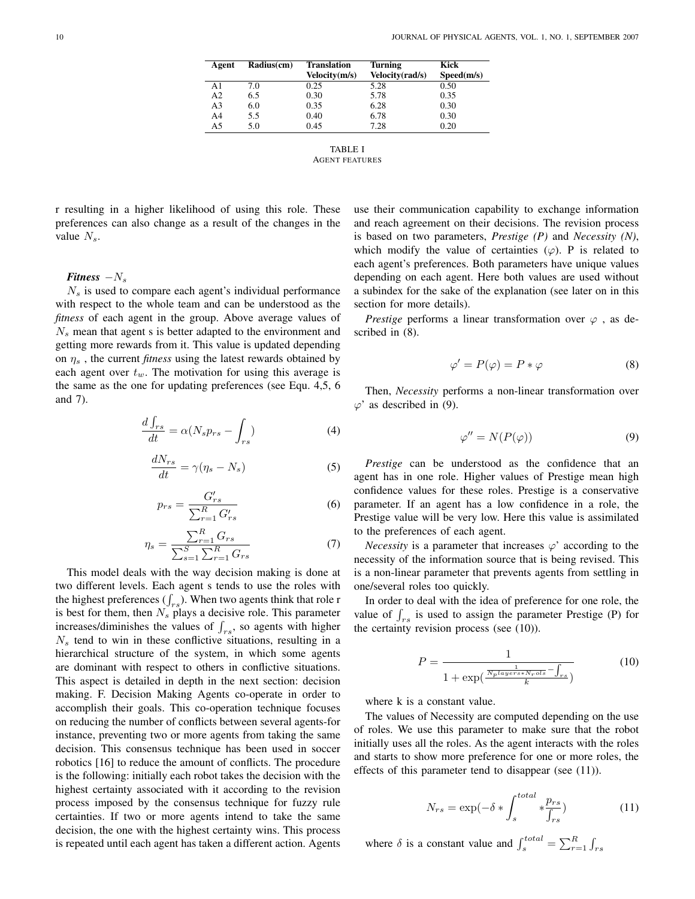| Agent | Radius(cm) | Translation Velocity(m/s) | Turning Velocity(rad/s) | Kick Speed(m/s) |
|---|---|---|---|---|
| A1 | 7.0 | 0.25 | 5.28 | 0.50 |
| A2 | 6.5 | 0.30 | 5.78 | 0.35 |
| A3 | 6.0 | 0.35 | 6.28 | 0.30 |
| A4 | 5.5 | 0.40 | 6.78 | 0.30 |
| A5 | 5.0 | 0.45 | 7.28 | 0.20 |

TABLE I
AGENT FEATURES

r resulting in a higher likelihood of using this role. These preferences can also change as a result of the changes in the value $N_s$.

***Fitness*** $-N_s$

$N_s$ is used to compare each agent's individual performance with respect to the whole team and can be understood as the *fitness* of each agent in the group. Above average values of $N_s$ mean that agent s is better adapted to the environment and getting more rewards from it. This value is updated depending on $\eta_s$ , the current *fitness* using the latest rewards obtained by each agent over $t_w$. The motivation for using this average is the same as the one for updating preferences (see Equ. 4,5, 6 and 7).

$$\frac{d\int_{rs}}{dt} = \alpha(N_s p_{rs} - \int_{rs}) \tag{4}$$

$$\frac{dN_{rs}}{dt} = \gamma(\eta_s - N_s) \tag{5}$$

$$p_{rs} = \frac{G'_{rs}}{\sum_{r=1}^{R} G'_{rs}} \tag{6}$$

$$\eta_s = \frac{\sum_{r=1}^{R} G_{rs}}{\sum_{s=1}^{S}\sum_{r=1}^{R} G_{rs}} \tag{7}$$

This model deals with the way decision making is done at two different levels. Each agent s tends to use the roles with the highest preferences ($\int_{rs}$). When two agents think that role r is best for them, then $N_s$ plays a decisive role. This parameter increases/diminishes the values of $\int_{rs}$, so agents with higher $N_s$ tend to win in these conflictive situations, resulting in a hierarchical structure of the system, in which some agents are dominant with respect to others in conflictive situations. This aspect is detailed in depth in the next section: decision making. F. Decision Making Agents co-operate in order to accomplish their goals. This co-operation technique focuses on reducing the number of conflicts between several agents-for instance, preventing two or more agents from taking the same decision. This consensus technique has been used in soccer robotics [16] to reduce the amount of conflicts. The procedure is the following: initially each robot takes the decision with the highest certainty associated with it according to the revision process imposed by the consensus technique for fuzzy rule certainties. If two or more agents intend to take the same decision, the one with the highest certainty wins. This process is repeated until each agent has taken a different action. Agents use their communication capability to exchange information and reach agreement on their decisions. The revision process is based on two parameters, *Prestige (P)* and *Necessity (N)*, which modify the value of certainties ($\varphi$). P is related to each agent's preferences. Both parameters have unique values depending on each agent. Here both values are used without a subindex for the sake of the explanation (see later on in this section for more details).

*Prestige* performs a linear transformation over $\varphi$ , as described in (8).

$$\varphi' = P(\varphi) = P * \varphi \tag{8}$$

Then, *Necessity* performs a non-linear transformation over $\varphi$' as described in (9).

$$\varphi'' = N(P(\varphi)) \tag{9}$$

*Prestige* can be understood as the confidence that an agent has in one role. Higher values of Prestige mean high confidence values for these roles. Prestige is a conservative parameter. If an agent has a low confidence in a role, the Prestige value will be very low. Here this value is assimilated to the preferences of each agent.

*Necessity* is a parameter that increases $\varphi$' according to the necessity of the information source that is being revised. This is a non-linear parameter that prevents agents from settling in one/several roles too quickly.

In order to deal with the idea of preference for one role, the value of $\int_{rs}$ is used to assign the parameter Prestige (P) for the certainty revision process (see (10)).

$$P = \frac{1}{1 + \exp(\frac{\frac{1}{N_{players} * N_{rols}} - \int_{rs}}{k})} \tag{10}$$

where k is a constant value.

The values of Necessity are computed depending on the use of roles. We use this parameter to make sure that the robot initially uses all the roles. As the agent interacts with the roles and starts to show more preference for one or more roles, the effects of this parameter tend to disappear (see (11)).

$$N_{rs} = \exp(-\delta * \int_{s}^{total} * \frac{p_{rs}}{\int_{rs}}) \tag{11}$$

where $\delta$ is a constant value and $\int_{s}^{total} = \sum_{r=1}^{R} \int_{rs}$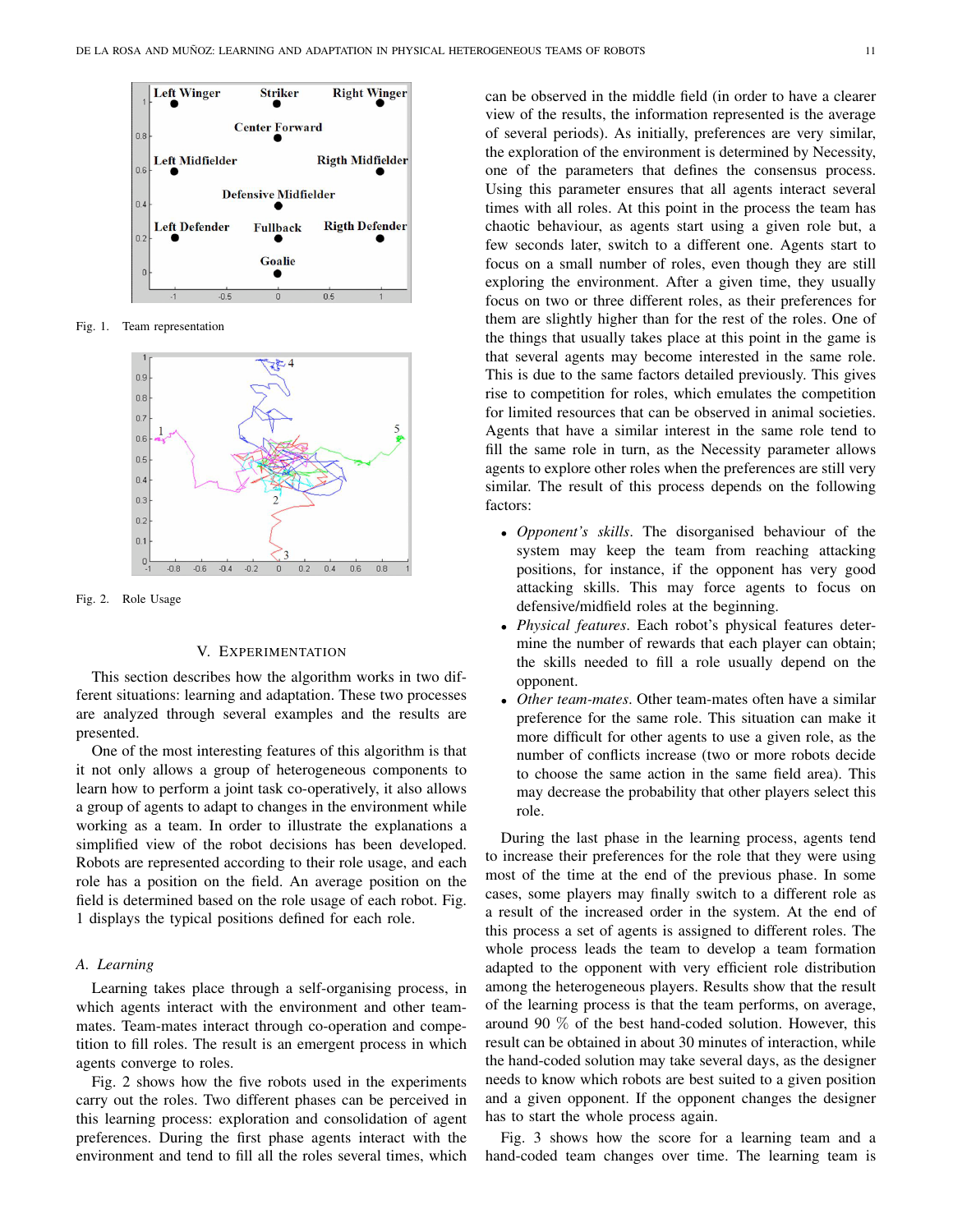Fig. 1. Team representation

Fig. 2. Role Usage

## V. EXPERIMENTATION

This section describes how the algorithm works in two different situations: learning and adaptation. These two processes are analyzed through several examples and the results are presented.

One of the most interesting features of this algorithm is that it not only allows a group of heterogeneous components to learn how to perform a joint task co-operatively, it also allows a group of agents to adapt to changes in the environment while working as a team. In order to illustrate the explanations a simplified view of the robot decisions has been developed. Robots are represented according to their role usage, and each role has a position on the field. An average position on the field is determined based on the role usage of each robot. Fig. 1 displays the typical positions defined for each role.

### A. Learning

Learning takes place through a self-organising process, in which agents interact with the environment and other team-mates. Team-mates interact through co-operation and competition to fill roles. The result is an emergent process in which agents converge to roles.

Fig. 2 shows how the five robots used in the experiments carry out the roles. Two different phases can be perceived in this learning process: exploration and consolidation of agent preferences. During the first phase agents interact with the environment and tend to fill all the roles several times, which can be observed in the middle field (in order to have a clearer view of the results, the information represented is the average of several periods). As initially, preferences are very similar, the exploration of the environment is determined by Necessity, one of the parameters that defines the consensus process. Using this parameter ensures that all agents interact several times with all roles. At this point in the process the team has chaotic behaviour, as agents start using a given role but, a few seconds later, switch to a different one. Agents start to focus on a small number of roles, even though they are still exploring the environment. After a given time, they usually focus on two or three different roles, as their preferences for them are slightly higher than for the rest of the roles. One of the things that usually takes place at this point in the game is that several agents may become interested in the same role. This is due to the same factors detailed previously. This gives rise to competition for roles, which emulates the competition for limited resources that can be observed in animal societies. Agents that have a similar interest in the same role tend to fill the same role in turn, as the Necessity parameter allows agents to explore other roles when the preferences are still very similar. The result of this process depends on the following factors:

- *Opponent's skills*. The disorganised behaviour of the system may keep the team from reaching attacking positions, for instance, if the opponent has very good attacking skills. This may force agents to focus on defensive/midfield roles at the beginning.
- *Physical features*. Each robot's physical features determine the number of rewards that each player can obtain; the skills needed to fill a role usually depend on the opponent.
- *Other team-mates*. Other team-mates often have a similar preference for the same role. This situation can make it more difficult for other agents to use a given role, as the number of conflicts increase (two or more robots decide to choose the same action in the same field area). This may decrease the probability that other players select this role.

During the last phase in the learning process, agents tend to increase their preferences for the role that they were using most of the time at the end of the previous phase. In some cases, some players may finally switch to a different role as a result of the increased order in the system. At the end of this process a set of agents is assigned to different roles. The whole process leads the team to develop a team formation adapted to the opponent with very efficient role distribution among the heterogeneous players. Results show that the result of the learning process is that the team performs, on average, around 90 % of the best hand-coded solution. However, this result can be obtained in about 30 minutes of interaction, while the hand-coded solution may take several days, as the designer needs to know which robots are best suited to a given position and a given opponent. If the opponent changes the designer has to start the whole process again.

Fig. 3 shows how the score for a learning team and a hand-coded team changes over time. The learning team is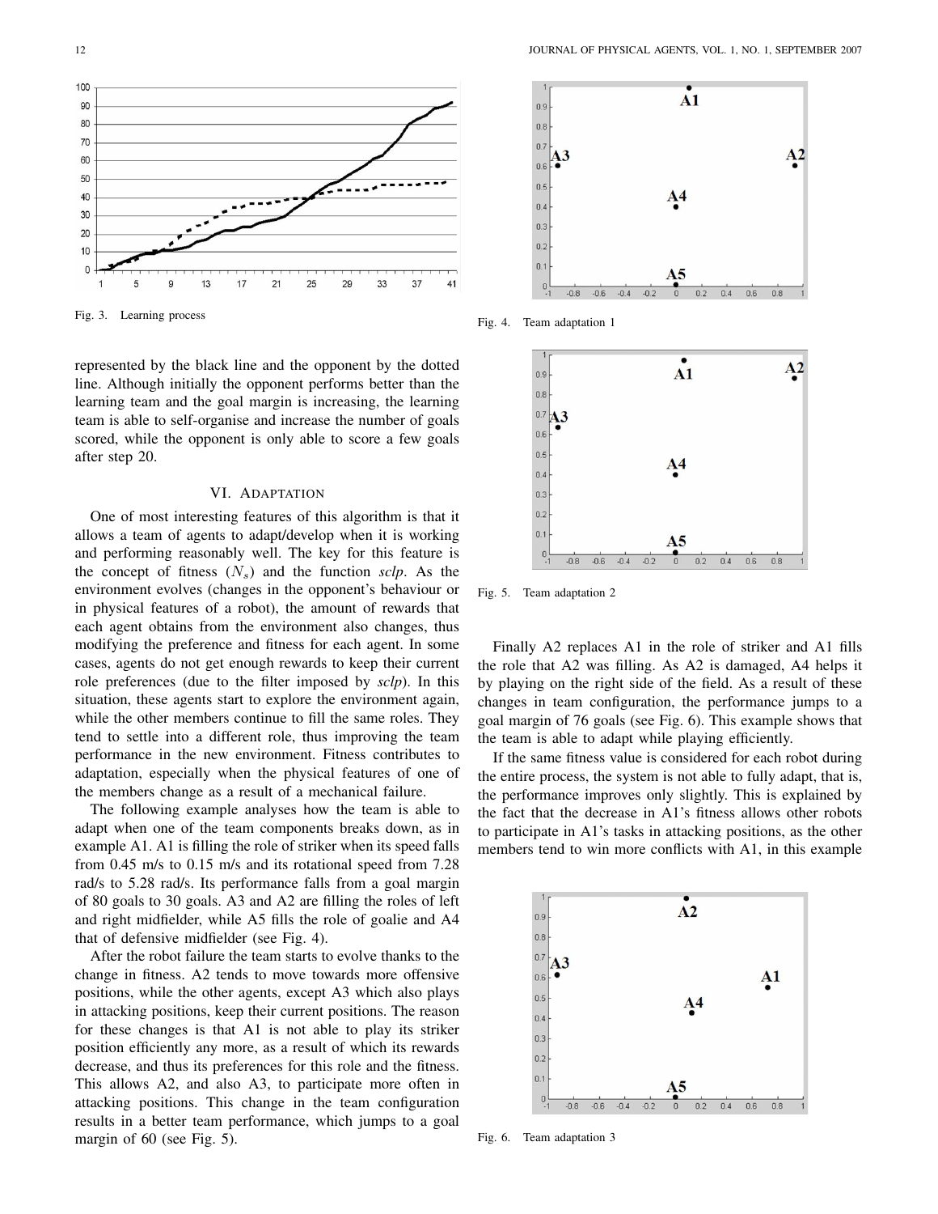Fig. 3. Learning process

represented by the black line and the opponent by the dotted line. Although initially the opponent performs better than the learning team and the goal margin is increasing, the learning team is able to self-organise and increase the number of goals scored, while the opponent is only able to score a few goals after step 20.

## VI. Adaptation

One of most interesting features of this algorithm is that it allows a team of agents to adapt/develop when it is working and performing reasonably well. The key for this feature is the concept of fitness ($N_s$) and the function *sclp*. As the environment evolves (changes in the opponent's behaviour or in physical features of a robot), the amount of rewards that each agent obtains from the environment also changes, thus modifying the preference and fitness for each agent. In some cases, agents do not get enough rewards to keep their current role preferences (due to the filter imposed by *sclp*). In this situation, these agents start to explore the environment again, while the other members continue to fill the same roles. They tend to settle into a different role, thus improving the team performance in the new environment. Fitness contributes to adaptation, especially when the physical features of one of the members change as a result of a mechanical failure.

The following example analyses how the team is able to adapt when one of the team components breaks down, as in example A1. A1 is filling the role of striker when its speed falls from 0.45 m/s to 0.15 m/s and its rotational speed from 7.28 rad/s to 5.28 rad/s. Its performance falls from a goal margin of 80 goals to 30 goals. A3 and A2 are filling the roles of left and right midfielder, while A5 fills the role of goalie and A4 that of defensive midfielder (see Fig. 4).

After the robot failure the team starts to evolve thanks to the change in fitness. A2 tends to move towards more offensive positions, while the other agents, except A3 which also plays in attacking positions, keep their current positions. The reason for these changes is that A1 is not able to play its striker position efficiently any more, as a result of which its rewards decrease, and thus its preferences for this role and the fitness. This allows A2, and also A3, to participate more often in attacking positions. This change in the team configuration results in a better team performance, which jumps to a goal margin of 60 (see Fig. 5).

Fig. 4. Team adaptation 1

Fig. 5. Team adaptation 2

Finally A2 replaces A1 in the role of striker and A1 fills the role that A2 was filling. As A2 is damaged, A4 helps it by playing on the right side of the field. As a result of these changes in team configuration, the performance jumps to a goal margin of 76 goals (see Fig. 6). This example shows that the team is able to adapt while playing efficiently.

If the same fitness value is considered for each robot during the entire process, the system is not able to fully adapt, that is, the performance improves only slightly. This is explained by the fact that the decrease in A1's fitness allows other robots to participate in A1's tasks in attacking positions, as the other members tend to win more conflicts with A1, in this example

Fig. 6. Team adaptation 3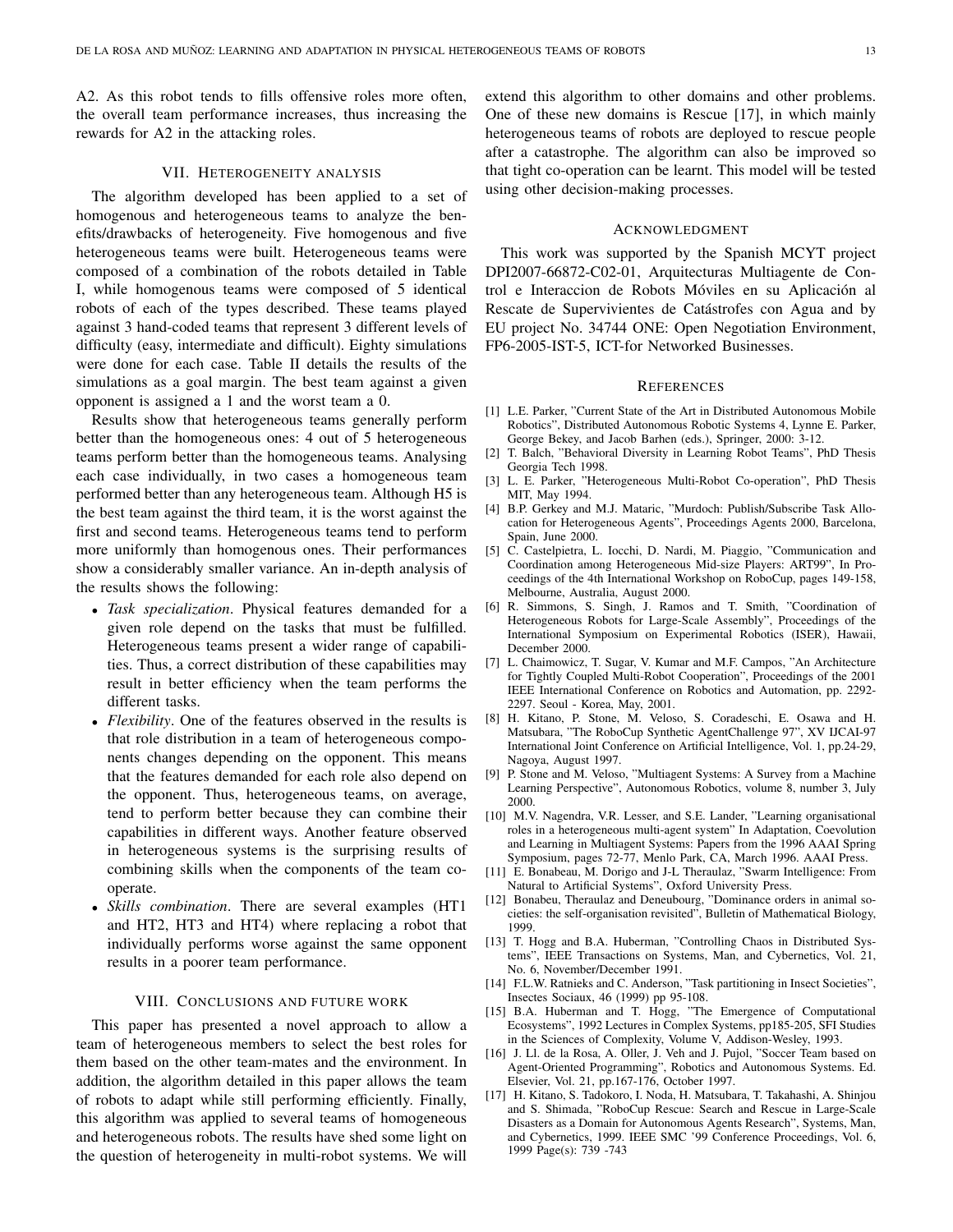A2. As this robot tends to fills offensive roles more often, the overall team performance increases, thus increasing the rewards for A2 in the attacking roles.

## VII. Heterogeneity analysis

The algorithm developed has been applied to a set of homogenous and heterogeneous teams to analyze the benefits/drawbacks of heterogeneity. Five homogenous and five heterogeneous teams were built. Heterogeneous teams were composed of a combination of the robots detailed in Table I, while homogenous teams were composed of 5 identical robots of each of the types described. These teams played against 3 hand-coded teams that represent 3 different levels of difficulty (easy, intermediate and difficult). Eighty simulations were done for each case. Table II details the results of the simulations as a goal margin. The best team against a given opponent is assigned a 1 and the worst team a 0.

Results show that heterogeneous teams generally perform better than the homogeneous ones: 4 out of 5 heterogeneous teams perform better than the homogeneous teams. Analysing each case individually, in two cases a homogeneous team performed better than any heterogeneous team. Although H5 is the best team against the third team, it is the worst against the first and second teams. Heterogeneous teams tend to perform more uniformly than homogenous ones. Their performances show a considerably smaller variance. An in-depth analysis of the results shows the following:

- *Task specialization*. Physical features demanded for a given role depend on the tasks that must be fulfilled. Heterogeneous teams present a wider range of capabilities. Thus, a correct distribution of these capabilities may result in better efficiency when the team performs the different tasks.
- *Flexibility*. One of the features observed in the results is that role distribution in a team of heterogeneous components changes depending on the opponent. This means that the features demanded for each role also depend on the opponent. Thus, heterogeneous teams, on average, tend to perform better because they can combine their capabilities in different ways. Another feature observed in heterogeneous systems is the surprising results of combining skills when the components of the team cooperate.
- *Skills combination*. There are several examples (HT1 and HT2, HT3 and HT4) where replacing a robot that individually performs worse against the same opponent results in a poorer team performance.

## VIII. Conclusions and future work

This paper has presented a novel approach to allow a team of heterogeneous members to select the best roles for them based on the other team-mates and the environment. In addition, the algorithm detailed in this paper allows the team of robots to adapt while still performing efficiently. Finally, this algorithm was applied to several teams of homogeneous and heterogeneous robots. The results have shed some light on the question of heterogeneity in multi-robot systems. We will extend this algorithm to other domains and other problems. One of these new domains is Rescue [17], in which mainly heterogeneous teams of robots are deployed to rescue people after a catastrophe. The algorithm can also be improved so that tight co-operation can be learnt. This model will be tested using other decision-making processes.

## Acknowledgment

This work was supported by the Spanish MCYT project DPI2007-66872-C02-01, Arquitecturas Multiagente de Control e Interaccion de Robots Móviles en su Aplicación al Rescate de Supervivientes de Catástrofes con Agua and by EU project No. 34744 ONE: Open Negotiation Environment, FP6-2005-IST-5, ICT-for Networked Businesses.

## References

[1] L.E. Parker, "Current State of the Art in Distributed Autonomous Mobile Robotics", Distributed Autonomous Robotic Systems 4, Lynne E. Parker, George Bekey, and Jacob Barhen (eds.), Springer, 2000: 3-12.

[2] T. Balch, "Behavioral Diversity in Learning Robot Teams", PhD Thesis Georgia Tech 1998.

[3] L. E. Parker, "Heterogeneous Multi-Robot Co-operation", PhD Thesis MIT, May 1994.

[4] B.P. Gerkey and M.J. Mataric, "Murdoch: Publish/Subscribe Task Allocation for Heterogeneous Agents", Proceedings Agents 2000, Barcelona, Spain, June 2000.

[5] C. Castelpietra, L. Iocchi, D. Nardi, M. Piaggio, "Communication and Coordination among Heterogeneous Mid-size Players: ART99", In Proceedings of the 4th International Workshop on RoboCup, pages 149-158, Melbourne, Australia, August 2000.

[6] R. Simmons, S. Singh, J. Ramos and T. Smith, "Coordination of Heterogeneous Robots for Large-Scale Assembly", Proceedings of the International Symposium on Experimental Robotics (ISER), Hawaii, December 2000.

[7] L. Chaimowicz, T. Sugar, V. Kumar and M.F. Campos, "An Architecture for Tightly Coupled Multi-Robot Cooperation", Proceedings of the 2001 IEEE International Conference on Robotics and Automation, pp. 2292-2297. Seoul - Korea, May, 2001.

[8] H. Kitano, P. Stone, M. Veloso, S. Coradeschi, E. Osawa and H. Matsubara, "The RoboCup Synthetic AgentChallenge 97", XV IJCAI-97 International Joint Conference on Artificial Intelligence, Vol. 1, pp.24-29, Nagoya, August 1997.

[9] P. Stone and M. Veloso, "Multiagent Systems: A Survey from a Machine Learning Perspective", Autonomous Robotics, volume 8, number 3, July 2000.

[10] M.V. Nagendra, V.R. Lesser, and S.E. Lander, "Learning organisational roles in a heterogeneous multi-agent system" In Adaptation, Coevolution and Learning in Multiagent Systems: Papers from the 1996 AAAI Spring Symposium, pages 72-77, Menlo Park, CA, March 1996. AAAI Press.

[11] E. Bonabeau, M. Dorigo and J-L Theraulaz, "Swarm Intelligence: From Natural to Artificial Systems", Oxford University Press.

[12] Bonabeu, Theraulaz and Deneubourg, "Dominance orders in animal societies: the self-organisation revisited", Bulletin of Mathematical Biology, 1999.

[13] T. Hogg and B.A. Huberman, "Controlling Chaos in Distributed Systems", IEEE Transactions on Systems, Man, and Cybernetics, Vol. 21, No. 6, November/December 1991.

[14] F.L.W. Ratnieks and C. Anderson, "Task partitioning in Insect Societies", Insectes Sociaux, 46 (1999) pp 95-108.

[15] B.A. Huberman and T. Hogg, "The Emergence of Computational Ecosystems", 1992 Lectures in Complex Systems, pp185-205, SFI Studies in the Sciences of Complexity, Volume V, Addison-Wesley, 1993.

[16] J. Ll. de la Rosa, A. Oller, J. Veh and J. Pujol, "Soccer Team based on Agent-Oriented Programming", Robotics and Autonomous Systems. Ed. Elsevier, Vol. 21, pp.167-176, October 1997.

[17] H. Kitano, S. Tadokoro, I. Noda, H. Matsubara, T. Takahashi, A. Shinjou and S. Shimada, "RoboCup Rescue: Search and Rescue in Large-Scale Disasters as a Domain for Autonomous Agents Research", Systems, Man, and Cybernetics, 1999. IEEE SMC '99 Conference Proceedings, Vol. 6, 1999 Page(s): 739 -743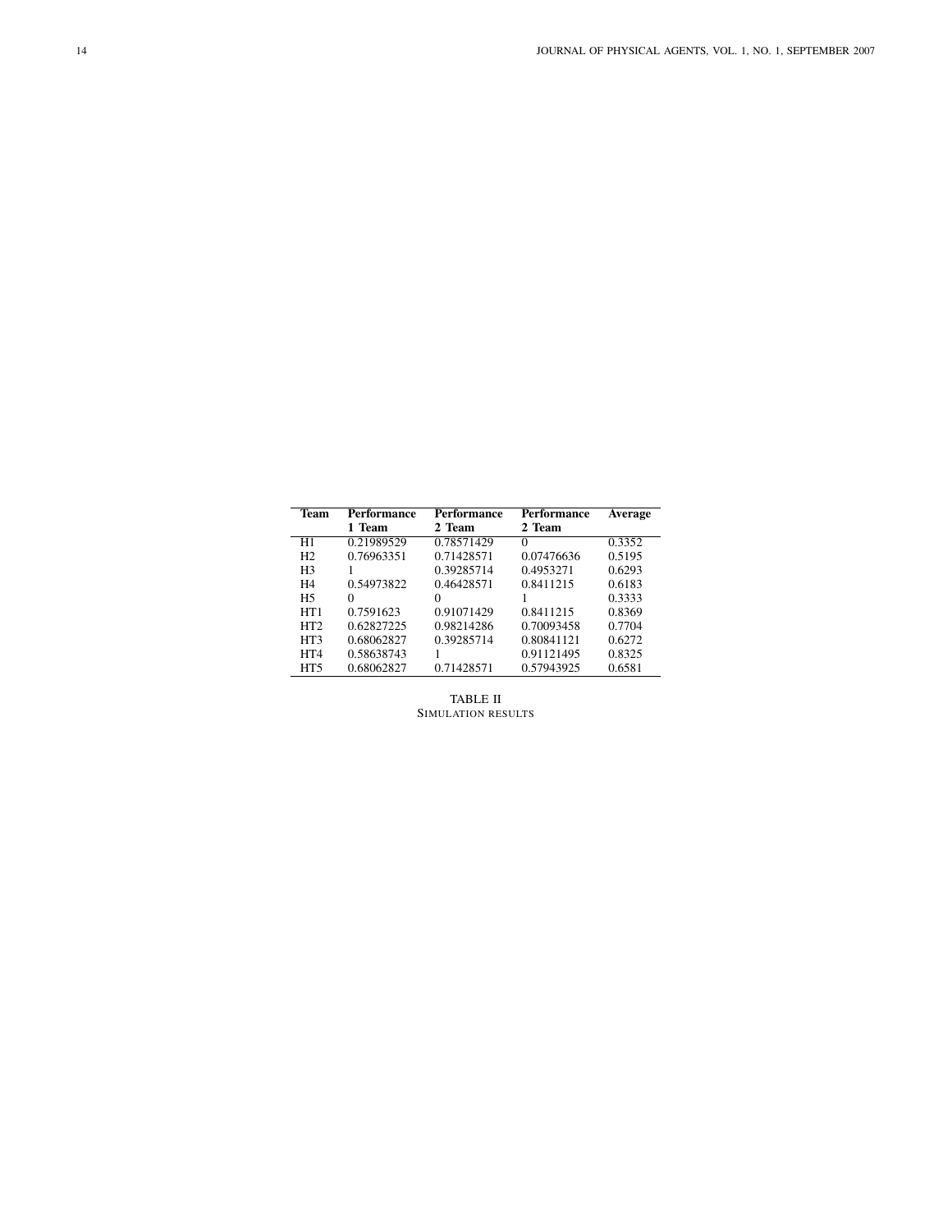| Team | Performance 1 Team | Performance 2 Team | Performance 2 Team | Average |
|---|---|---|---|---|
| H1 | 0.21989529 | 0.78571429 | 0 | 0.3352 |
| H2 | 0.76963351 | 0.71428571 | 0.07476636 | 0.5195 |
| H3 | 1 | 0.39285714 | 0.4953271 | 0.6293 |
| H4 | 0.54973822 | 0.46428571 | 0.8411215 | 0.6183 |
| H5 | 0 | 0 | 1 | 0.3333 |
| HT1 | 0.7591623 | 0.91071429 | 0.8411215 | 0.8369 |
| HT2 | 0.62827225 | 0.98214286 | 0.70093458 | 0.7704 |
| HT3 | 0.68062827 | 0.39285714 | 0.80841121 | 0.6272 |
| HT4 | 0.58638743 | 1 | 0.91121495 | 0.8325 |
| HT5 | 0.68062827 | 0.71428571 | 0.57943925 | 0.6581 |

TABLE II
SIMULATION RESULTS